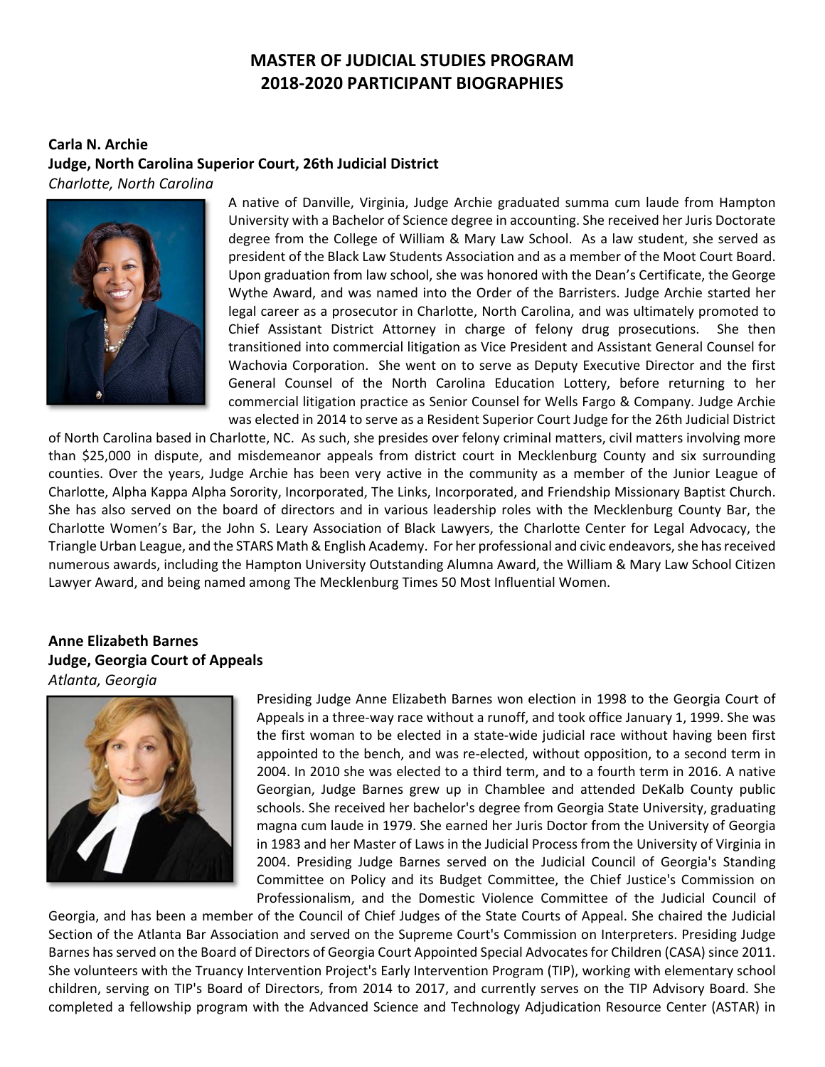# MASTER OF JUDICIAL STUDIES PROGRAM
# 2018-2020 PARTICIPANT BIOGRAPHIES

**Carla N. Archie**
**Judge, North Carolina Superior Court, 26th Judicial District**
*Charlotte, North Carolina*

A native of Danville, Virginia, Judge Archie graduated summa cum laude from Hampton University with a Bachelor of Science degree in accounting. She received her Juris Doctorate degree from the College of William & Mary Law School. As a law student, she served as president of the Black Law Students Association and as a member of the Moot Court Board. Upon graduation from law school, she was honored with the Dean's Certificate, the George Wythe Award, and was named into the Order of the Barristers. Judge Archie started her legal career as a prosecutor in Charlotte, North Carolina, and was ultimately promoted to Chief Assistant District Attorney in charge of felony drug prosecutions. She then transitioned into commercial litigation as Vice President and Assistant General Counsel for Wachovia Corporation. She went on to serve as Deputy Executive Director and the first General Counsel of the North Carolina Education Lottery, before returning to her commercial litigation practice as Senior Counsel for Wells Fargo & Company. Judge Archie was elected in 2014 to serve as a Resident Superior Court Judge for the 26th Judicial District of North Carolina based in Charlotte, NC. As such, she presides over felony criminal matters, civil matters involving more than $25,000 in dispute, and misdemeanor appeals from district court in Mecklenburg County and six surrounding counties. Over the years, Judge Archie has been very active in the community as a member of the Junior League of Charlotte, Alpha Kappa Alpha Sorority, Incorporated, The Links, Incorporated, and Friendship Missionary Baptist Church. She has also served on the board of directors and in various leadership roles with the Mecklenburg County Bar, the Charlotte Women's Bar, the John S. Leary Association of Black Lawyers, the Charlotte Center for Legal Advocacy, the Triangle Urban League, and the STARS Math & English Academy. For her professional and civic endeavors, she has received numerous awards, including the Hampton University Outstanding Alumna Award, the William & Mary Law School Citizen Lawyer Award, and being named among The Mecklenburg Times 50 Most Influential Women.

**Anne Elizabeth Barnes**
**Judge, Georgia Court of Appeals**
*Atlanta, Georgia*

Presiding Judge Anne Elizabeth Barnes won election in 1998 to the Georgia Court of Appeals in a three-way race without a runoff, and took office January 1, 1999. She was the first woman to be elected in a state-wide judicial race without having been first appointed to the bench, and was re-elected, without opposition, to a second term in 2004. In 2010 she was elected to a third term, and to a fourth term in 2016. A native Georgian, Judge Barnes grew up in Chamblee and attended DeKalb County public schools. She received her bachelor's degree from Georgia State University, graduating magna cum laude in 1979. She earned her Juris Doctor from the University of Georgia in 1983 and her Master of Laws in the Judicial Process from the University of Virginia in 2004. Presiding Judge Barnes served on the Judicial Council of Georgia's Standing Committee on Policy and its Budget Committee, the Chief Justice's Commission on Professionalism, and the Domestic Violence Committee of the Judicial Council of Georgia, and has been a member of the Council of Chief Judges of the State Courts of Appeal. She chaired the Judicial Section of the Atlanta Bar Association and served on the Supreme Court's Commission on Interpreters. Presiding Judge Barnes has served on the Board of Directors of Georgia Court Appointed Special Advocates for Children (CASA) since 2011. She volunteers with the Truancy Intervention Project's Early Intervention Program (TIP), working with elementary school children, serving on TIP's Board of Directors, from 2014 to 2017, and currently serves on the TIP Advisory Board. She completed a fellowship program with the Advanced Science and Technology Adjudication Resource Center (ASTAR) in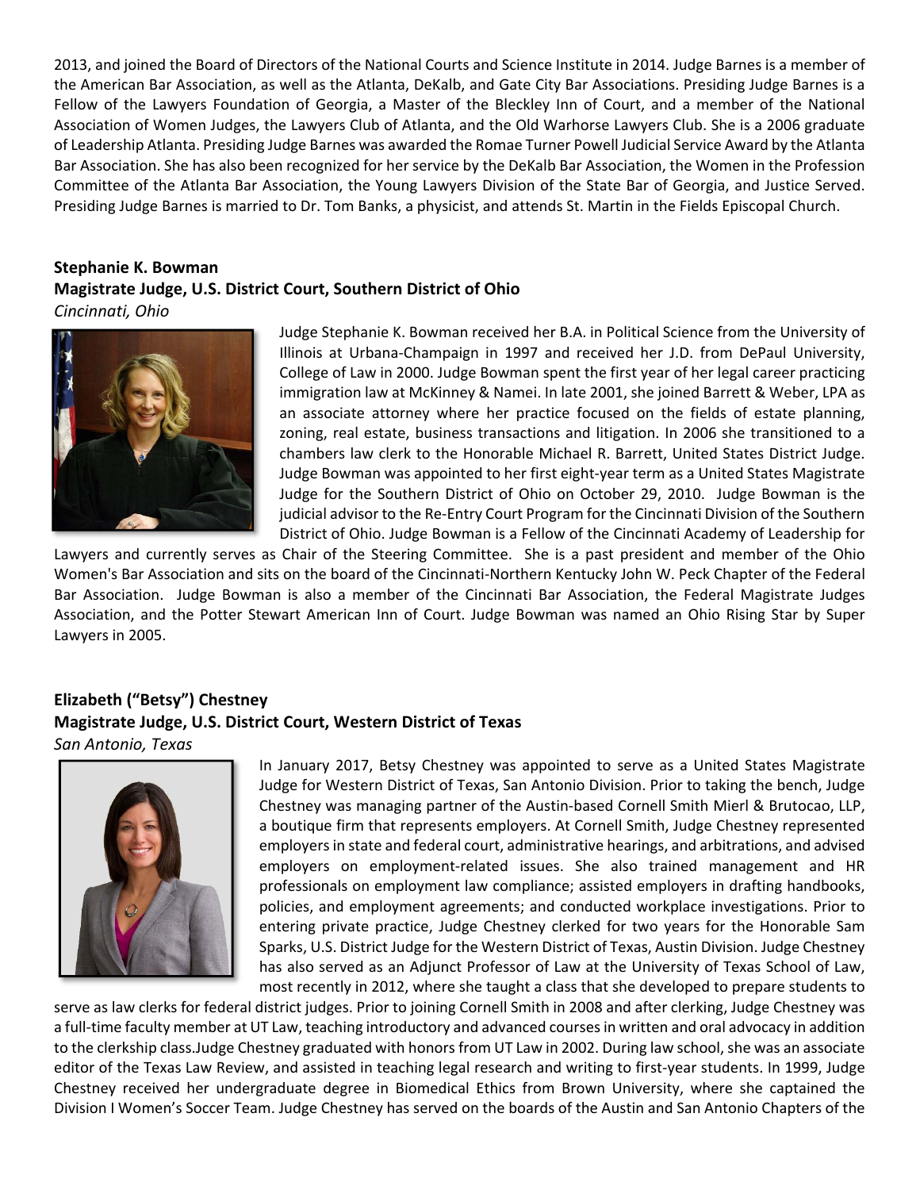2013, and joined the Board of Directors of the National Courts and Science Institute in 2014. Judge Barnes is a member of the American Bar Association, as well as the Atlanta, DeKalb, and Gate City Bar Associations. Presiding Judge Barnes is a Fellow of the Lawyers Foundation of Georgia, a Master of the Bleckley Inn of Court, and a member of the National Association of Women Judges, the Lawyers Club of Atlanta, and the Old Warhorse Lawyers Club. She is a 2006 graduate of Leadership Atlanta. Presiding Judge Barnes was awarded the Romae Turner Powell Judicial Service Award by the Atlanta Bar Association. She has also been recognized for her service by the DeKalb Bar Association, the Women in the Profession Committee of the Atlanta Bar Association, the Young Lawyers Division of the State Bar of Georgia, and Justice Served. Presiding Judge Barnes is married to Dr. Tom Banks, a physicist, and attends St. Martin in the Fields Episcopal Church.

**Stephanie K. Bowman**
**Magistrate Judge, U.S. District Court, Southern District of Ohio**
*Cincinnati, Ohio*

Judge Stephanie K. Bowman received her B.A. in Political Science from the University of Illinois at Urbana-Champaign in 1997 and received her J.D. from DePaul University, College of Law in 2000. Judge Bowman spent the first year of her legal career practicing immigration law at McKinney & Namei. In late 2001, she joined Barrett & Weber, LPA as an associate attorney where her practice focused on the fields of estate planning, zoning, real estate, business transactions and litigation. In 2006 she transitioned to a chambers law clerk to the Honorable Michael R. Barrett, United States District Judge. Judge Bowman was appointed to her first eight-year term as a United States Magistrate Judge for the Southern District of Ohio on October 29, 2010. Judge Bowman is the judicial advisor to the Re-Entry Court Program for the Cincinnati Division of the Southern District of Ohio. Judge Bowman is a Fellow of the Cincinnati Academy of Leadership for Lawyers and currently serves as Chair of the Steering Committee. She is a past president and member of the Ohio Women's Bar Association and sits on the board of the Cincinnati-Northern Kentucky John W. Peck Chapter of the Federal Bar Association. Judge Bowman is also a member of the Cincinnati Bar Association, the Federal Magistrate Judges Association, and the Potter Stewart American Inn of Court. Judge Bowman was named an Ohio Rising Star by Super Lawyers in 2005.

**Elizabeth ("Betsy") Chestney**
**Magistrate Judge, U.S. District Court, Western District of Texas**
*San Antonio, Texas*

In January 2017, Betsy Chestney was appointed to serve as a United States Magistrate Judge for Western District of Texas, San Antonio Division. Prior to taking the bench, Judge Chestney was managing partner of the Austin-based Cornell Smith Mierl & Brutocao, LLP, a boutique firm that represents employers. At Cornell Smith, Judge Chestney represented employers in state and federal court, administrative hearings, and arbitrations, and advised employers on employment-related issues. She also trained management and HR professionals on employment law compliance; assisted employers in drafting handbooks, policies, and employment agreements; and conducted workplace investigations. Prior to entering private practice, Judge Chestney clerked for two years for the Honorable Sam Sparks, U.S. District Judge for the Western District of Texas, Austin Division. Judge Chestney has also served as an Adjunct Professor of Law at the University of Texas School of Law, most recently in 2012, where she taught a class that she developed to prepare students to serve as law clerks for federal district judges. Prior to joining Cornell Smith in 2008 and after clerking, Judge Chestney was a full-time faculty member at UT Law, teaching introductory and advanced courses in written and oral advocacy in addition to the clerkship class.Judge Chestney graduated with honors from UT Law in 2002. During law school, she was an associate editor of the Texas Law Review, and assisted in teaching legal research and writing to first-year students. In 1999, Judge Chestney received her undergraduate degree in Biomedical Ethics from Brown University, where she captained the Division I Women's Soccer Team. Judge Chestney has served on the boards of the Austin and San Antonio Chapters of the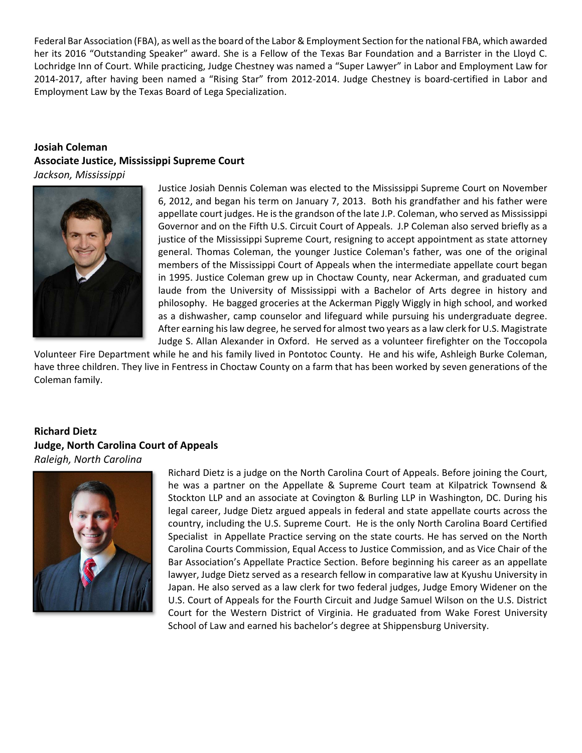Federal Bar Association (FBA), as well as the board of the Labor & Employment Section for the national FBA, which awarded her its 2016 "Outstanding Speaker" award. She is a Fellow of the Texas Bar Foundation and a Barrister in the Lloyd C. Lochridge Inn of Court. While practicing, Judge Chestney was named a "Super Lawyer" in Labor and Employment Law for 2014-2017, after having been named a "Rising Star" from 2012-2014. Judge Chestney is board-certified in Labor and Employment Law by the Texas Board of Lega Specialization.

**Josiah Coleman**
**Associate Justice, Mississippi Supreme Court**
*Jackson, Mississippi*

Justice Josiah Dennis Coleman was elected to the Mississippi Supreme Court on November 6, 2012, and began his term on January 7, 2013. Both his grandfather and his father were appellate court judges. He is the grandson of the late J.P. Coleman, who served as Mississippi Governor and on the Fifth U.S. Circuit Court of Appeals. J.P Coleman also served briefly as a justice of the Mississippi Supreme Court, resigning to accept appointment as state attorney general. Thomas Coleman, the younger Justice Coleman's father, was one of the original members of the Mississippi Court of Appeals when the intermediate appellate court began in 1995. Justice Coleman grew up in Choctaw County, near Ackerman, and graduated cum laude from the University of Mississippi with a Bachelor of Arts degree in history and philosophy. He bagged groceries at the Ackerman Piggly Wiggly in high school, and worked as a dishwasher, camp counselor and lifeguard while pursuing his undergraduate degree. After earning his law degree, he served for almost two years as a law clerk for U.S. Magistrate Judge S. Allan Alexander in Oxford. He served as a volunteer firefighter on the Toccopola Volunteer Fire Department while he and his family lived in Pontotoc County. He and his wife, Ashleigh Burke Coleman, have three children. They live in Fentress in Choctaw County on a farm that has been worked by seven generations of the Coleman family.

**Richard Dietz**
**Judge, North Carolina Court of Appeals**
*Raleigh, North Carolina*

Richard Dietz is a judge on the North Carolina Court of Appeals. Before joining the Court, he was a partner on the Appellate & Supreme Court team at Kilpatrick Townsend & Stockton LLP and an associate at Covington & Burling LLP in Washington, DC. During his legal career, Judge Dietz argued appeals in federal and state appellate courts across the country, including the U.S. Supreme Court. He is the only North Carolina Board Certified Specialist in Appellate Practice serving on the state courts. He has served on the North Carolina Courts Commission, Equal Access to Justice Commission, and as Vice Chair of the Bar Association's Appellate Practice Section. Before beginning his career as an appellate lawyer, Judge Dietz served as a research fellow in comparative law at Kyushu University in Japan. He also served as a law clerk for two federal judges, Judge Emory Widener on the U.S. Court of Appeals for the Fourth Circuit and Judge Samuel Wilson on the U.S. District Court for the Western District of Virginia. He graduated from Wake Forest University School of Law and earned his bachelor's degree at Shippensburg University.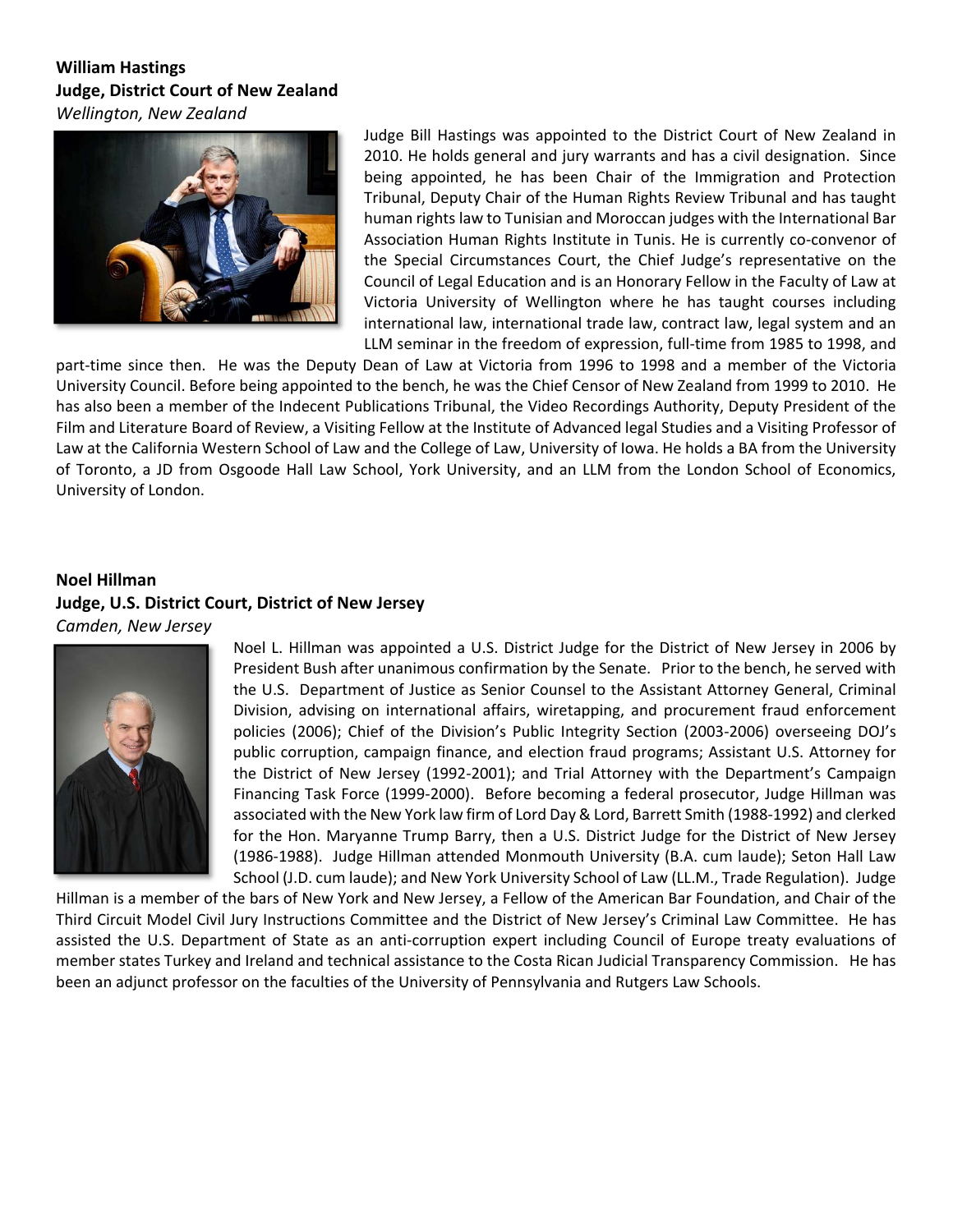**William Hastings**
**Judge, District Court of New Zealand**
*Wellington, New Zealand*

Judge Bill Hastings was appointed to the District Court of New Zealand in 2010. He holds general and jury warrants and has a civil designation. Since being appointed, he has been Chair of the Immigration and Protection Tribunal, Deputy Chair of the Human Rights Review Tribunal and has taught human rights law to Tunisian and Moroccan judges with the International Bar Association Human Rights Institute in Tunis. He is currently co-convenor of the Special Circumstances Court, the Chief Judge's representative on the Council of Legal Education and is an Honorary Fellow in the Faculty of Law at Victoria University of Wellington where he has taught courses including international law, international trade law, contract law, legal system and an LLM seminar in the freedom of expression, full-time from 1985 to 1998, and part-time since then. He was the Deputy Dean of Law at Victoria from 1996 to 1998 and a member of the Victoria University Council. Before being appointed to the bench, he was the Chief Censor of New Zealand from 1999 to 2010. He has also been a member of the Indecent Publications Tribunal, the Video Recordings Authority, Deputy President of the Film and Literature Board of Review, a Visiting Fellow at the Institute of Advanced legal Studies and a Visiting Professor of Law at the California Western School of Law and the College of Law, University of Iowa. He holds a BA from the University of Toronto, a JD from Osgoode Hall Law School, York University, and an LLM from the London School of Economics, University of London.

**Noel Hillman**
**Judge, U.S. District Court, District of New Jersey**
*Camden, New Jersey*

Noel L. Hillman was appointed a U.S. District Judge for the District of New Jersey in 2006 by President Bush after unanimous confirmation by the Senate. Prior to the bench, he served with the U.S. Department of Justice as Senior Counsel to the Assistant Attorney General, Criminal Division, advising on international affairs, wiretapping, and procurement fraud enforcement policies (2006); Chief of the Division's Public Integrity Section (2003-2006) overseeing DOJ's public corruption, campaign finance, and election fraud programs; Assistant U.S. Attorney for the District of New Jersey (1992-2001); and Trial Attorney with the Department's Campaign Financing Task Force (1999-2000). Before becoming a federal prosecutor, Judge Hillman was associated with the New York law firm of Lord Day & Lord, Barrett Smith (1988-1992) and clerked for the Hon. Maryanne Trump Barry, then a U.S. District Judge for the District of New Jersey (1986-1988). Judge Hillman attended Monmouth University (B.A. cum laude); Seton Hall Law School (J.D. cum laude); and New York University School of Law (LL.M., Trade Regulation). Judge Hillman is a member of the bars of New York and New Jersey, a Fellow of the American Bar Foundation, and Chair of the Third Circuit Model Civil Jury Instructions Committee and the District of New Jersey's Criminal Law Committee. He has assisted the U.S. Department of State as an anti-corruption expert including Council of Europe treaty evaluations of member states Turkey and Ireland and technical assistance to the Costa Rican Judicial Transparency Commission. He has been an adjunct professor on the faculties of the University of Pennsylvania and Rutgers Law Schools.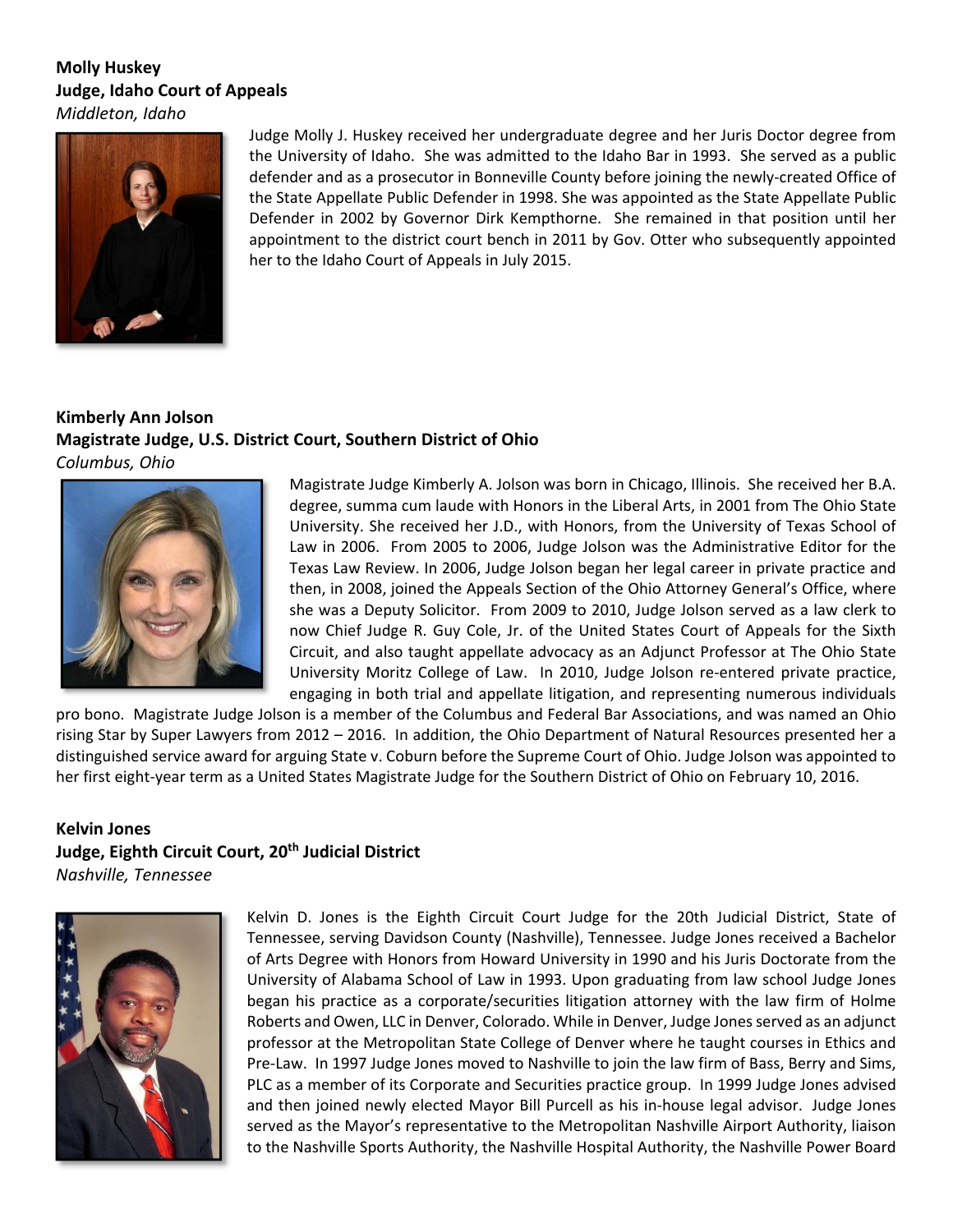**Molly Huskey**
**Judge, Idaho Court of Appeals**
*Middleton, Idaho*

Judge Molly J. Huskey received her undergraduate degree and her Juris Doctor degree from the University of Idaho. She was admitted to the Idaho Bar in 1993. She served as a public defender and as a prosecutor in Bonneville County before joining the newly-created Office of the State Appellate Public Defender in 1998. She was appointed as the State Appellate Public Defender in 2002 by Governor Dirk Kempthorne. She remained in that position until her appointment to the district court bench in 2011 by Gov. Otter who subsequently appointed her to the Idaho Court of Appeals in July 2015.

**Kimberly Ann Jolson**
**Magistrate Judge, U.S. District Court, Southern District of Ohio**
*Columbus, Ohio*

Magistrate Judge Kimberly A. Jolson was born in Chicago, Illinois. She received her B.A. degree, summa cum laude with Honors in the Liberal Arts, in 2001 from The Ohio State University. She received her J.D., with Honors, from the University of Texas School of Law in 2006. From 2005 to 2006, Judge Jolson was the Administrative Editor for the Texas Law Review. In 2006, Judge Jolson began her legal career in private practice and then, in 2008, joined the Appeals Section of the Ohio Attorney General's Office, where she was a Deputy Solicitor. From 2009 to 2010, Judge Jolson served as a law clerk to now Chief Judge R. Guy Cole, Jr. of the United States Court of Appeals for the Sixth Circuit, and also taught appellate advocacy as an Adjunct Professor at The Ohio State University Moritz College of Law. In 2010, Judge Jolson re-entered private practice, engaging in both trial and appellate litigation, and representing numerous individuals pro bono. Magistrate Judge Jolson is a member of the Columbus and Federal Bar Associations, and was named an Ohio rising Star by Super Lawyers from 2012 – 2016. In addition, the Ohio Department of Natural Resources presented her a distinguished service award for arguing State v. Coburn before the Supreme Court of Ohio. Judge Jolson was appointed to her first eight-year term as a United States Magistrate Judge for the Southern District of Ohio on February 10, 2016.

**Kelvin Jones**
**Judge, Eighth Circuit Court, 20th Judicial District**
*Nashville, Tennessee*

Kelvin D. Jones is the Eighth Circuit Court Judge for the 20th Judicial District, State of Tennessee, serving Davidson County (Nashville), Tennessee. Judge Jones received a Bachelor of Arts Degree with Honors from Howard University in 1990 and his Juris Doctorate from the University of Alabama School of Law in 1993. Upon graduating from law school Judge Jones began his practice as a corporate/securities litigation attorney with the law firm of Holme Roberts and Owen, LLC in Denver, Colorado. While in Denver, Judge Jones served as an adjunct professor at the Metropolitan State College of Denver where he taught courses in Ethics and Pre-Law. In 1997 Judge Jones moved to Nashville to join the law firm of Bass, Berry and Sims, PLC as a member of its Corporate and Securities practice group. In 1999 Judge Jones advised and then joined newly elected Mayor Bill Purcell as his in-house legal advisor. Judge Jones served as the Mayor's representative to the Metropolitan Nashville Airport Authority, liaison to the Nashville Sports Authority, the Nashville Hospital Authority, the Nashville Power Board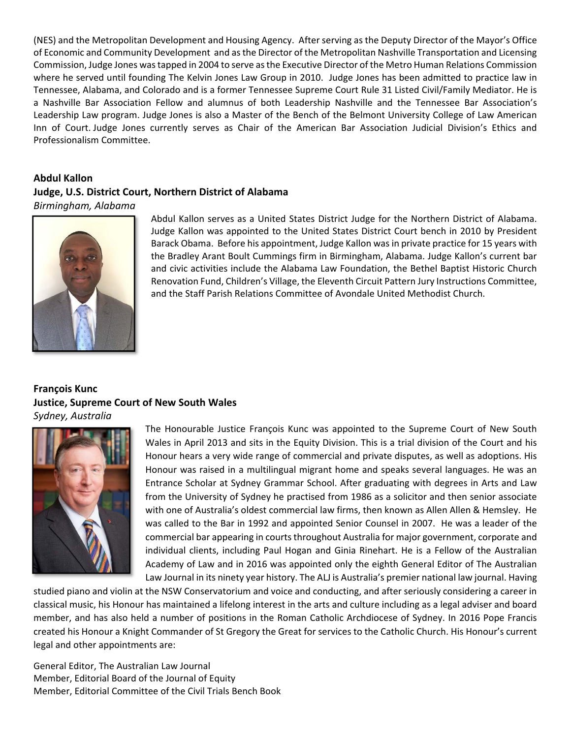(NES) and the Metropolitan Development and Housing Agency. After serving as the Deputy Director of the Mayor's Office of Economic and Community Development and as the Director of the Metropolitan Nashville Transportation and Licensing Commission, Judge Jones was tapped in 2004 to serve as the Executive Director of the Metro Human Relations Commission where he served until founding The Kelvin Jones Law Group in 2010. Judge Jones has been admitted to practice law in Tennessee, Alabama, and Colorado and is a former Tennessee Supreme Court Rule 31 Listed Civil/Family Mediator. He is a Nashville Bar Association Fellow and alumnus of both Leadership Nashville and the Tennessee Bar Association's Leadership Law program. Judge Jones is also a Master of the Bench of the Belmont University College of Law American Inn of Court. Judge Jones currently serves as Chair of the American Bar Association Judicial Division's Ethics and Professionalism Committee.

**Abdul Kallon**
**Judge, U.S. District Court, Northern District of Alabama**
*Birmingham, Alabama*

Abdul Kallon serves as a United States District Judge for the Northern District of Alabama. Judge Kallon was appointed to the United States District Court bench in 2010 by President Barack Obama. Before his appointment, Judge Kallon was in private practice for 15 years with the Bradley Arant Boult Cummings firm in Birmingham, Alabama. Judge Kallon's current bar and civic activities include the Alabama Law Foundation, the Bethel Baptist Historic Church Renovation Fund, Children's Village, the Eleventh Circuit Pattern Jury Instructions Committee, and the Staff Parish Relations Committee of Avondale United Methodist Church.

**François Kunc**
**Justice, Supreme Court of New South Wales**
*Sydney, Australia*

The Honourable Justice François Kunc was appointed to the Supreme Court of New South Wales in April 2013 and sits in the Equity Division. This is a trial division of the Court and his Honour hears a very wide range of commercial and private disputes, as well as adoptions. His Honour was raised in a multilingual migrant home and speaks several languages. He was an Entrance Scholar at Sydney Grammar School. After graduating with degrees in Arts and Law from the University of Sydney he practised from 1986 as a solicitor and then senior associate with one of Australia's oldest commercial law firms, then known as Allen Allen & Hemsley. He was called to the Bar in 1992 and appointed Senior Counsel in 2007. He was a leader of the commercial bar appearing in courts throughout Australia for major government, corporate and individual clients, including Paul Hogan and Ginia Rinehart. He is a Fellow of the Australian Academy of Law and in 2016 was appointed only the eighth General Editor of The Australian Law Journal in its ninety year history. The ALJ is Australia's premier national law journal. Having studied piano and violin at the NSW Conservatorium and voice and conducting, and after seriously considering a career in classical music, his Honour has maintained a lifelong interest in the arts and culture including as a legal adviser and board member, and has also held a number of positions in the Roman Catholic Archdiocese of Sydney. In 2016 Pope Francis created his Honour a Knight Commander of St Gregory the Great for services to the Catholic Church. His Honour's current legal and other appointments are:

General Editor, The Australian Law Journal
Member, Editorial Board of the Journal of Equity
Member, Editorial Committee of the Civil Trials Bench Book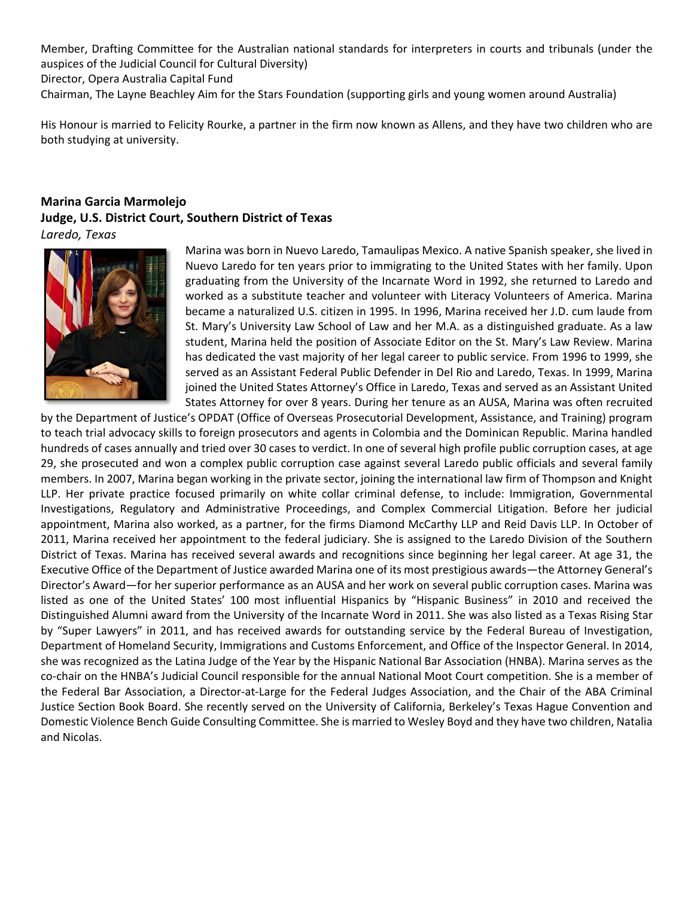Member, Drafting Committee for the Australian national standards for interpreters in courts and tribunals (under the auspices of the Judicial Council for Cultural Diversity)
Director, Opera Australia Capital Fund
Chairman, The Layne Beachley Aim for the Stars Foundation (supporting girls and young women around Australia)

His Honour is married to Felicity Rourke, a partner in the firm now known as Allens, and they have two children who are both studying at university.

**Marina Garcia Marmolejo**
**Judge, U.S. District Court, Southern District of Texas**
*Laredo, Texas*

Marina was born in Nuevo Laredo, Tamaulipas Mexico. A native Spanish speaker, she lived in Nuevo Laredo for ten years prior to immigrating to the United States with her family. Upon graduating from the University of the Incarnate Word in 1992, she returned to Laredo and worked as a substitute teacher and volunteer with Literacy Volunteers of America. Marina became a naturalized U.S. citizen in 1995. In 1996, Marina received her J.D. cum laude from St. Mary's University Law School of Law and her M.A. as a distinguished graduate. As a law student, Marina held the position of Associate Editor on the St. Mary's Law Review. Marina has dedicated the vast majority of her legal career to public service. From 1996 to 1999, she served as an Assistant Federal Public Defender in Del Rio and Laredo, Texas. In 1999, Marina joined the United States Attorney's Office in Laredo, Texas and served as an Assistant United States Attorney for over 8 years. During her tenure as an AUSA, Marina was often recruited by the Department of Justice's OPDAT (Office of Overseas Prosecutorial Development, Assistance, and Training) program to teach trial advocacy skills to foreign prosecutors and agents in Colombia and the Dominican Republic. Marina handled hundreds of cases annually and tried over 30 cases to verdict. In one of several high profile public corruption cases, at age 29, she prosecuted and won a complex public corruption case against several Laredo public officials and several family members. In 2007, Marina began working in the private sector, joining the international law firm of Thompson and Knight LLP. Her private practice focused primarily on white collar criminal defense, to include: Immigration, Governmental Investigations, Regulatory and Administrative Proceedings, and Complex Commercial Litigation. Before her judicial appointment, Marina also worked, as a partner, for the firms Diamond McCarthy LLP and Reid Davis LLP. In October of 2011, Marina received her appointment to the federal judiciary. She is assigned to the Laredo Division of the Southern District of Texas. Marina has received several awards and recognitions since beginning her legal career. At age 31, the Executive Office of the Department of Justice awarded Marina one of its most prestigious awards—the Attorney General's Director's Award—for her superior performance as an AUSA and her work on several public corruption cases. Marina was listed as one of the United States' 100 most influential Hispanics by "Hispanic Business" in 2010 and received the Distinguished Alumni award from the University of the Incarnate Word in 2011. She was also listed as a Texas Rising Star by "Super Lawyers" in 2011, and has received awards for outstanding service by the Federal Bureau of Investigation, Department of Homeland Security, Immigrations and Customs Enforcement, and Office of the Inspector General. In 2014, she was recognized as the Latina Judge of the Year by the Hispanic National Bar Association (HNBA). Marina serves as the co-chair on the HNBA's Judicial Council responsible for the annual National Moot Court competition. She is a member of the Federal Bar Association, a Director-at-Large for the Federal Judges Association, and the Chair of the ABA Criminal Justice Section Book Board. She recently served on the University of California, Berkeley's Texas Hague Convention and Domestic Violence Bench Guide Consulting Committee. She is married to Wesley Boyd and they have two children, Natalia and Nicolas.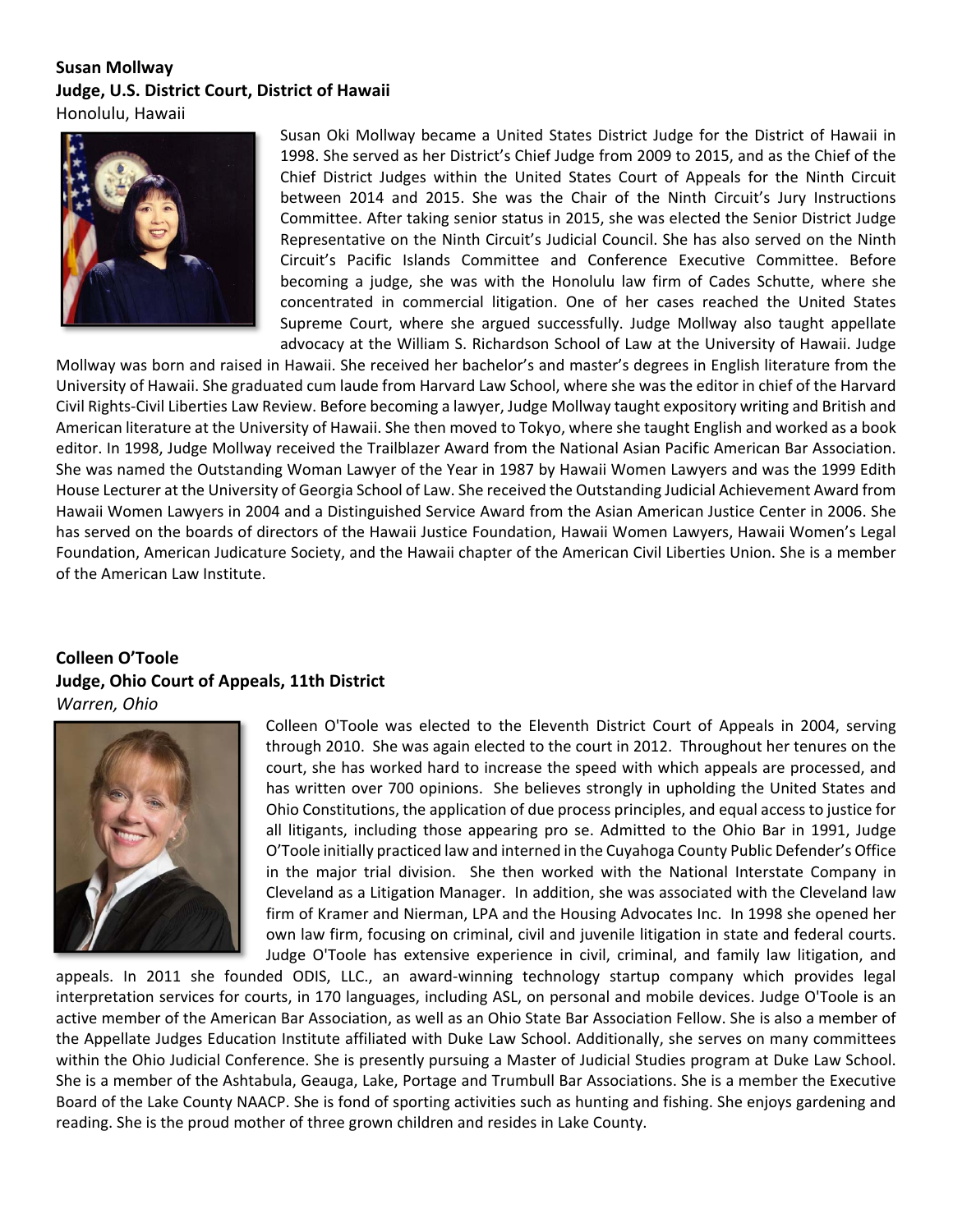**Susan Mollway**
**Judge, U.S. District Court, District of Hawaii**
Honolulu, Hawaii

Susan Oki Mollway became a United States District Judge for the District of Hawaii in 1998. She served as her District's Chief Judge from 2009 to 2015, and as the Chief of the Chief District Judges within the United States Court of Appeals for the Ninth Circuit between 2014 and 2015. She was the Chair of the Ninth Circuit's Jury Instructions Committee. After taking senior status in 2015, she was elected the Senior District Judge Representative on the Ninth Circuit's Judicial Council. She has also served on the Ninth Circuit's Pacific Islands Committee and Conference Executive Committee. Before becoming a judge, she was with the Honolulu law firm of Cades Schutte, where she concentrated in commercial litigation. One of her cases reached the United States Supreme Court, where she argued successfully. Judge Mollway also taught appellate advocacy at the William S. Richardson School of Law at the University of Hawaii. Judge Mollway was born and raised in Hawaii. She received her bachelor's and master's degrees in English literature from the University of Hawaii. She graduated cum laude from Harvard Law School, where she was the editor in chief of the Harvard Civil Rights-Civil Liberties Law Review. Before becoming a lawyer, Judge Mollway taught expository writing and British and American literature at the University of Hawaii. She then moved to Tokyo, where she taught English and worked as a book editor. In 1998, Judge Mollway received the Trailblazer Award from the National Asian Pacific American Bar Association. She was named the Outstanding Woman Lawyer of the Year in 1987 by Hawaii Women Lawyers and was the 1999 Edith House Lecturer at the University of Georgia School of Law. She received the Outstanding Judicial Achievement Award from Hawaii Women Lawyers in 2004 and a Distinguished Service Award from the Asian American Justice Center in 2006. She has served on the boards of directors of the Hawaii Justice Foundation, Hawaii Women Lawyers, Hawaii Women's Legal Foundation, American Judicature Society, and the Hawaii chapter of the American Civil Liberties Union. She is a member of the American Law Institute.

**Colleen O'Toole**
**Judge, Ohio Court of Appeals, 11th District**
*Warren, Ohio*

Colleen O'Toole was elected to the Eleventh District Court of Appeals in 2004, serving through 2010. She was again elected to the court in 2012. Throughout her tenures on the court, she has worked hard to increase the speed with which appeals are processed, and has written over 700 opinions. She believes strongly in upholding the United States and Ohio Constitutions, the application of due process principles, and equal access to justice for all litigants, including those appearing pro se. Admitted to the Ohio Bar in 1991, Judge O'Toole initially practiced law and interned in the Cuyahoga County Public Defender's Office in the major trial division. She then worked with the National Interstate Company in Cleveland as a Litigation Manager. In addition, she was associated with the Cleveland law firm of Kramer and Nierman, LPA and the Housing Advocates Inc. In 1998 she opened her own law firm, focusing on criminal, civil and juvenile litigation in state and federal courts. Judge O'Toole has extensive experience in civil, criminal, and family law litigation, and appeals. In 2011 she founded ODIS, LLC., an award-winning technology startup company which provides legal interpretation services for courts, in 170 languages, including ASL, on personal and mobile devices. Judge O'Toole is an active member of the American Bar Association, as well as an Ohio State Bar Association Fellow. She is also a member of the Appellate Judges Education Institute affiliated with Duke Law School. Additionally, she serves on many committees within the Ohio Judicial Conference. She is presently pursuing a Master of Judicial Studies program at Duke Law School. She is a member of the Ashtabula, Geauga, Lake, Portage and Trumbull Bar Associations. She is a member the Executive Board of the Lake County NAACP. She is fond of sporting activities such as hunting and fishing. She enjoys gardening and reading. She is the proud mother of three grown children and resides in Lake County.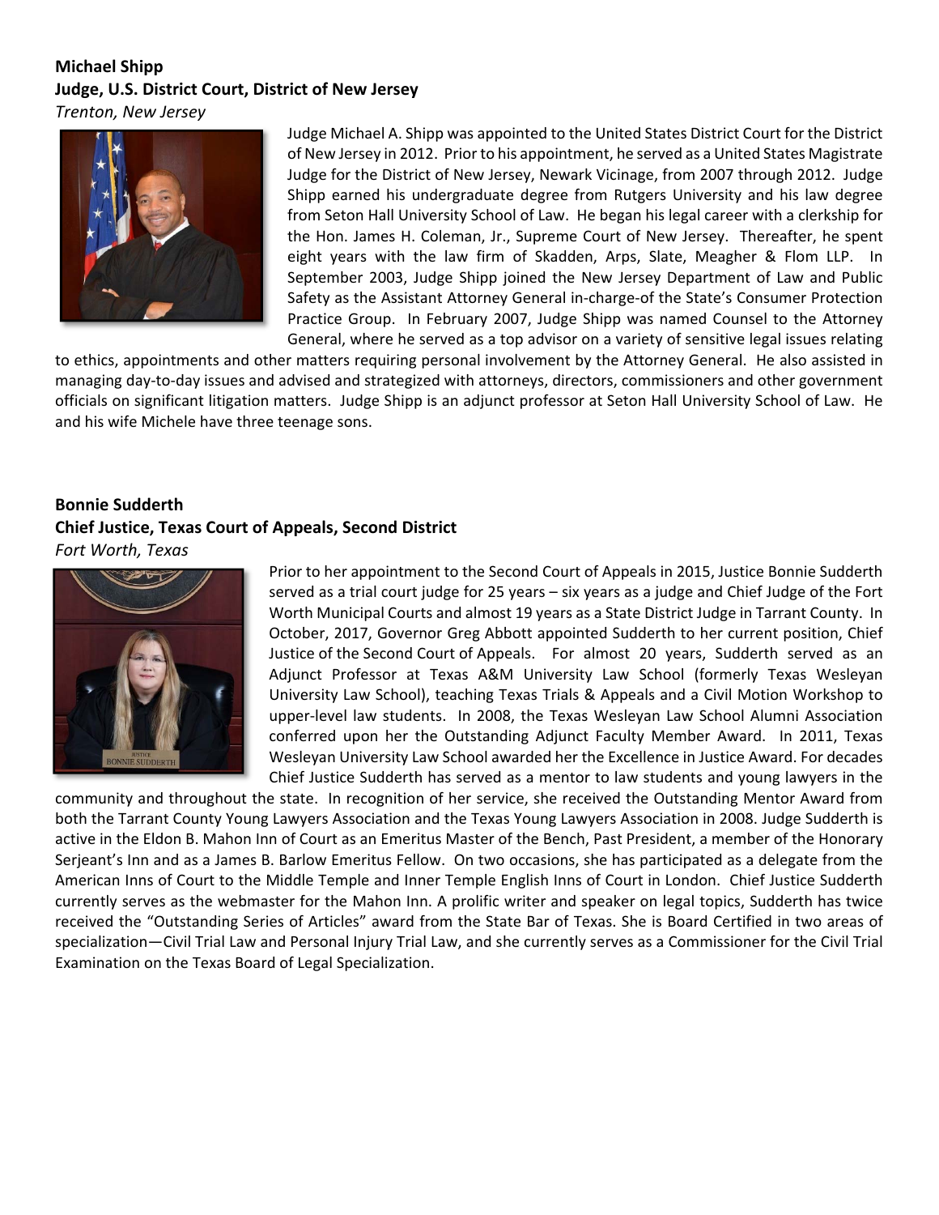**Michael Shipp**
**Judge, U.S. District Court, District of New Jersey**
*Trenton, New Jersey*

Judge Michael A. Shipp was appointed to the United States District Court for the District of New Jersey in 2012. Prior to his appointment, he served as a United States Magistrate Judge for the District of New Jersey, Newark Vicinage, from 2007 through 2012. Judge Shipp earned his undergraduate degree from Rutgers University and his law degree from Seton Hall University School of Law. He began his legal career with a clerkship for the Hon. James H. Coleman, Jr., Supreme Court of New Jersey. Thereafter, he spent eight years with the law firm of Skadden, Arps, Slate, Meagher & Flom LLP. In September 2003, Judge Shipp joined the New Jersey Department of Law and Public Safety as the Assistant Attorney General in-charge-of the State's Consumer Protection Practice Group. In February 2007, Judge Shipp was named Counsel to the Attorney General, where he served as a top advisor on a variety of sensitive legal issues relating to ethics, appointments and other matters requiring personal involvement by the Attorney General. He also assisted in managing day-to-day issues and advised and strategized with attorneys, directors, commissioners and other government officials on significant litigation matters. Judge Shipp is an adjunct professor at Seton Hall University School of Law. He and his wife Michele have three teenage sons.

**Bonnie Sudderth**
**Chief Justice, Texas Court of Appeals, Second District**
*Fort Worth, Texas*

Prior to her appointment to the Second Court of Appeals in 2015, Justice Bonnie Sudderth served as a trial court judge for 25 years – six years as a judge and Chief Judge of the Fort Worth Municipal Courts and almost 19 years as a State District Judge in Tarrant County. In October, 2017, Governor Greg Abbott appointed Sudderth to her current position, Chief Justice of the Second Court of Appeals. For almost 20 years, Sudderth served as an Adjunct Professor at Texas A&M University Law School (formerly Texas Wesleyan University Law School), teaching Texas Trials & Appeals and a Civil Motion Workshop to upper-level law students. In 2008, the Texas Wesleyan Law School Alumni Association conferred upon her the Outstanding Adjunct Faculty Member Award. In 2011, Texas Wesleyan University Law School awarded her the Excellence in Justice Award. For decades Chief Justice Sudderth has served as a mentor to law students and young lawyers in the community and throughout the state. In recognition of her service, she received the Outstanding Mentor Award from both the Tarrant County Young Lawyers Association and the Texas Young Lawyers Association in 2008. Judge Sudderth is active in the Eldon B. Mahon Inn of Court as an Emeritus Master of the Bench, Past President, a member of the Honorary Serjeant's Inn and as a James B. Barlow Emeritus Fellow. On two occasions, she has participated as a delegate from the American Inns of Court to the Middle Temple and Inner Temple English Inns of Court in London. Chief Justice Sudderth currently serves as the webmaster for the Mahon Inn. A prolific writer and speaker on legal topics, Sudderth has twice received the "Outstanding Series of Articles" award from the State Bar of Texas. She is Board Certified in two areas of specialization—Civil Trial Law and Personal Injury Trial Law, and she currently serves as a Commissioner for the Civil Trial Examination on the Texas Board of Legal Specialization.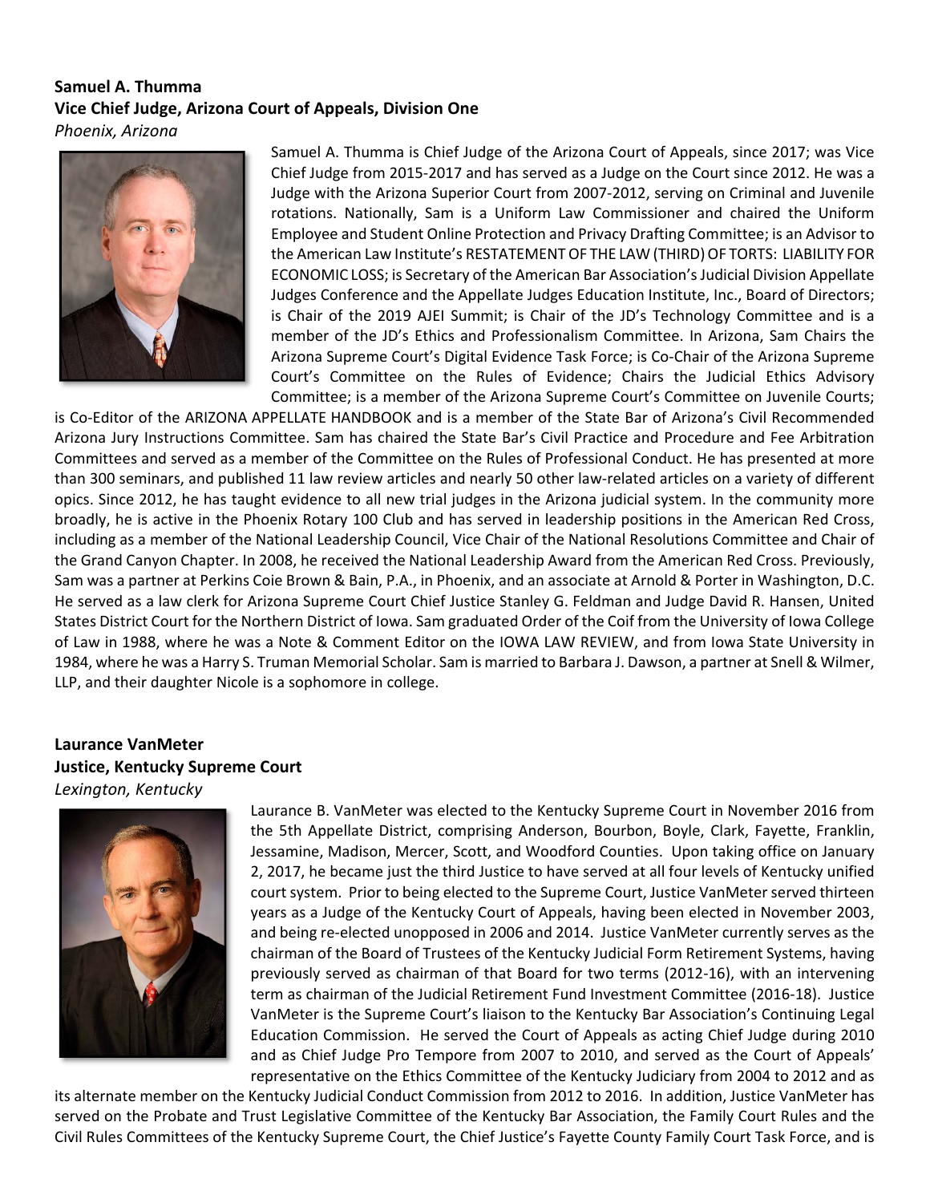**Samuel A. Thumma**
**Vice Chief Judge, Arizona Court of Appeals, Division One**
*Phoenix, Arizona*

Samuel A. Thumma is Chief Judge of the Arizona Court of Appeals, since 2017; was Vice Chief Judge from 2015-2017 and has served as a Judge on the Court since 2012. He was a Judge with the Arizona Superior Court from 2007-2012, serving on Criminal and Juvenile rotations. Nationally, Sam is a Uniform Law Commissioner and chaired the Uniform Employee and Student Online Protection and Privacy Drafting Committee; is an Advisor to the American Law Institute's RESTATEMENT OF THE LAW (THIRD) OF TORTS: LIABILITY FOR ECONOMIC LOSS; is Secretary of the American Bar Association's Judicial Division Appellate Judges Conference and the Appellate Judges Education Institute, Inc., Board of Directors; is Chair of the 2019 AJEI Summit; is Chair of the JD's Technology Committee and is a member of the JD's Ethics and Professionalism Committee. In Arizona, Sam Chairs the Arizona Supreme Court's Digital Evidence Task Force; is Co-Chair of the Arizona Supreme Court's Committee on the Rules of Evidence; Chairs the Judicial Ethics Advisory Committee; is a member of the Arizona Supreme Court's Committee on Juvenile Courts; is Co-Editor of the ARIZONA APPELLATE HANDBOOK and is a member of the State Bar of Arizona's Civil Recommended Arizona Jury Instructions Committee. Sam has chaired the State Bar's Civil Practice and Procedure and Fee Arbitration Committees and served as a member of the Committee on the Rules of Professional Conduct. He has presented at more than 300 seminars, and published 11 law review articles and nearly 50 other law-related articles on a variety of different opics. Since 2012, he has taught evidence to all new trial judges in the Arizona judicial system. In the community more broadly, he is active in the Phoenix Rotary 100 Club and has served in leadership positions in the American Red Cross, including as a member of the National Leadership Council, Vice Chair of the National Resolutions Committee and Chair of the Grand Canyon Chapter. In 2008, he received the National Leadership Award from the American Red Cross. Previously, Sam was a partner at Perkins Coie Brown & Bain, P.A., in Phoenix, and an associate at Arnold & Porter in Washington, D.C. He served as a law clerk for Arizona Supreme Court Chief Justice Stanley G. Feldman and Judge David R. Hansen, United States District Court for the Northern District of Iowa. Sam graduated Order of the Coif from the University of Iowa College of Law in 1988, where he was a Note & Comment Editor on the IOWA LAW REVIEW, and from Iowa State University in 1984, where he was a Harry S. Truman Memorial Scholar. Sam is married to Barbara J. Dawson, a partner at Snell & Wilmer, LLP, and their daughter Nicole is a sophomore in college.

**Laurance VanMeter**
**Justice, Kentucky Supreme Court**
*Lexington, Kentucky*

Laurance B. VanMeter was elected to the Kentucky Supreme Court in November 2016 from the 5th Appellate District, comprising Anderson, Bourbon, Boyle, Clark, Fayette, Franklin, Jessamine, Madison, Mercer, Scott, and Woodford Counties. Upon taking office on January 2, 2017, he became just the third Justice to have served at all four levels of Kentucky unified court system. Prior to being elected to the Supreme Court, Justice VanMeter served thirteen years as a Judge of the Kentucky Court of Appeals, having been elected in November 2003, and being re-elected unopposed in 2006 and 2014. Justice VanMeter currently serves as the chairman of the Board of Trustees of the Kentucky Judicial Form Retirement Systems, having previously served as chairman of that Board for two terms (2012-16), with an intervening term as chairman of the Judicial Retirement Fund Investment Committee (2016-18). Justice VanMeter is the Supreme Court's liaison to the Kentucky Bar Association's Continuing Legal Education Commission. He served the Court of Appeals as acting Chief Judge during 2010 and as Chief Judge Pro Tempore from 2007 to 2010, and served as the Court of Appeals' representative on the Ethics Committee of the Kentucky Judiciary from 2004 to 2012 and as its alternate member on the Kentucky Judicial Conduct Commission from 2012 to 2016. In addition, Justice VanMeter has served on the Probate and Trust Legislative Committee of the Kentucky Bar Association, the Family Court Rules and the Civil Rules Committees of the Kentucky Supreme Court, the Chief Justice's Fayette County Family Court Task Force, and is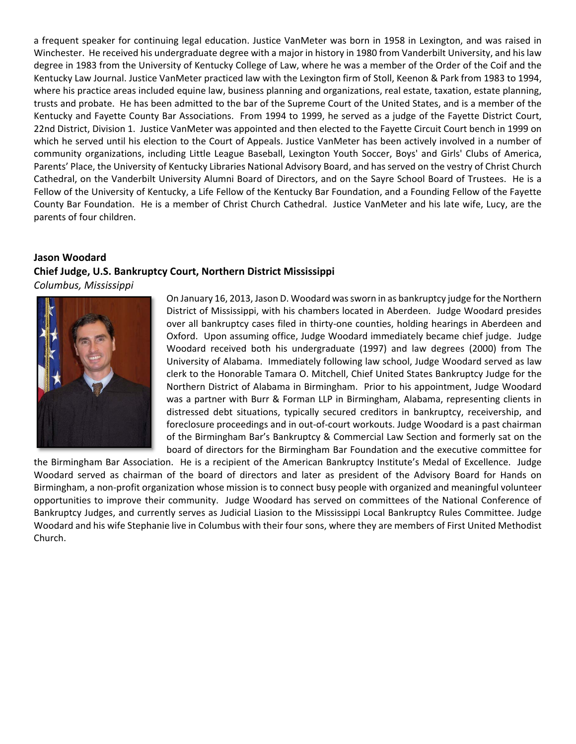a frequent speaker for continuing legal education. Justice VanMeter was born in 1958 in Lexington, and was raised in Winchester. He received his undergraduate degree with a major in history in 1980 from Vanderbilt University, and his law degree in 1983 from the University of Kentucky College of Law, where he was a member of the Order of the Coif and the Kentucky Law Journal. Justice VanMeter practiced law with the Lexington firm of Stoll, Keenon & Park from 1983 to 1994, where his practice areas included equine law, business planning and organizations, real estate, taxation, estate planning, trusts and probate. He has been admitted to the bar of the Supreme Court of the United States, and is a member of the Kentucky and Fayette County Bar Associations. From 1994 to 1999, he served as a judge of the Fayette District Court, 22nd District, Division 1. Justice VanMeter was appointed and then elected to the Fayette Circuit Court bench in 1999 on which he served until his election to the Court of Appeals. Justice VanMeter has been actively involved in a number of community organizations, including Little League Baseball, Lexington Youth Soccer, Boys' and Girls' Clubs of America, Parents' Place, the University of Kentucky Libraries National Advisory Board, and has served on the vestry of Christ Church Cathedral, on the Vanderbilt University Alumni Board of Directors, and on the Sayre School Board of Trustees. He is a Fellow of the University of Kentucky, a Life Fellow of the Kentucky Bar Foundation, and a Founding Fellow of the Fayette County Bar Foundation. He is a member of Christ Church Cathedral. Justice VanMeter and his late wife, Lucy, are the parents of four children.

**Jason Woodard**
**Chief Judge, U.S. Bankruptcy Court, Northern District Mississippi**
*Columbus, Mississippi*

On January 16, 2013, Jason D. Woodard was sworn in as bankruptcy judge for the Northern District of Mississippi, with his chambers located in Aberdeen. Judge Woodard presides over all bankruptcy cases filed in thirty-one counties, holding hearings in Aberdeen and Oxford. Upon assuming office, Judge Woodard immediately became chief judge. Judge Woodard received both his undergraduate (1997) and law degrees (2000) from The University of Alabama. Immediately following law school, Judge Woodard served as law clerk to the Honorable Tamara O. Mitchell, Chief United States Bankruptcy Judge for the Northern District of Alabama in Birmingham. Prior to his appointment, Judge Woodard was a partner with Burr & Forman LLP in Birmingham, Alabama, representing clients in distressed debt situations, typically secured creditors in bankruptcy, receivership, and foreclosure proceedings and in out-of-court workouts. Judge Woodard is a past chairman of the Birmingham Bar's Bankruptcy & Commercial Law Section and formerly sat on the board of directors for the Birmingham Bar Foundation and the executive committee for the Birmingham Bar Association. He is a recipient of the American Bankruptcy Institute's Medal of Excellence. Judge Woodard served as chairman of the board of directors and later as president of the Advisory Board for Hands on Birmingham, a non-profit organization whose mission is to connect busy people with organized and meaningful volunteer opportunities to improve their community. Judge Woodard has served on committees of the National Conference of Bankruptcy Judges, and currently serves as Judicial Liasion to the Mississippi Local Bankruptcy Rules Committee. Judge Woodard and his wife Stephanie live in Columbus with their four sons, where they are members of First United Methodist Church.